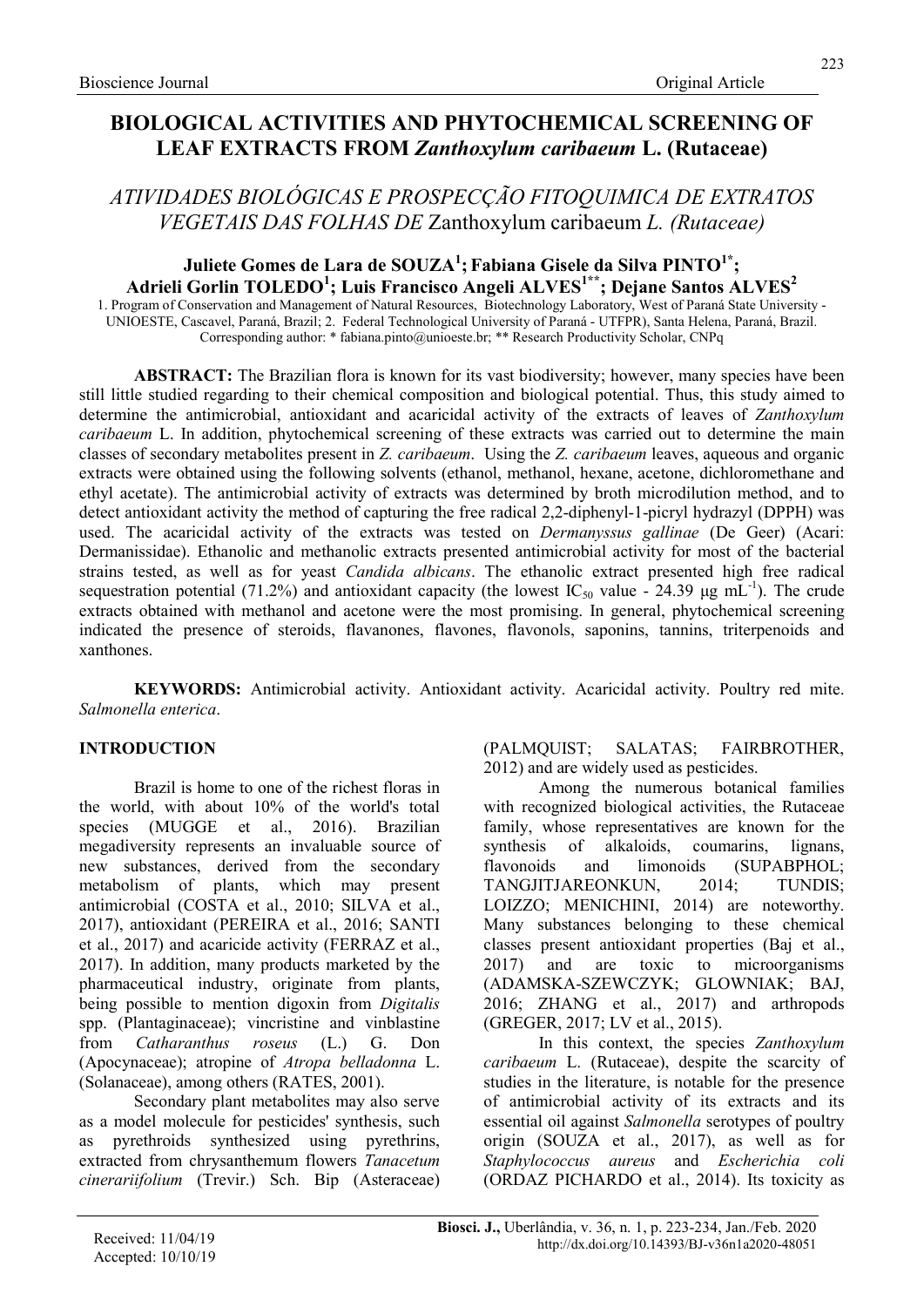# BIOLOGICAL ACTIVITIES AND PHYTOCHEMICAL SCREENING OF LEAF EXTRACTS FROM *Zanthoxylum caribaeum* L. (Rutaceae)

## *ATIVIDADES BIOLÓGICAS E PROSPECÇÃO FITOQUIMICA DE EXTRATOS VEGETAIS DAS FOLHAS DE* Zanthoxylum caribaeum *L. (Rutaceae)*

**Juliete Gomes de Lara de SOUZA[1]; Fabiana Gisele da Silva PINTO[1*]; Adrieli Gorlin TOLEDO[1]; Luis Francisco Angeli ALVES[1**]; Dejane Santos ALVES[2]**

1. Program of Conservation and Management of Natural Resources, Biotechnology Laboratory, West of Paraná State University - UNIOESTE, Cascavel, Paraná, Brazil; 2. Federal Technological University of Paraná - UTFPR), Santa Helena, Paraná, Brazil. Corresponding author: * fabiana.pinto@unioeste.br; ** Research Productivity Scholar, CNPq

**ABSTRACT:** The Brazilian flora is known for its vast biodiversity; however, many species have been still little studied regarding to their chemical composition and biological potential. Thus, this study aimed to determine the antimicrobial, antioxidant and acaricidal activity of the extracts of leaves of *Zanthoxylum caribaeum* L. In addition, phytochemical screening of these extracts was carried out to determine the main classes of secondary metabolites present in *Z. caribaeum*. Using the *Z. caribaeum* leaves, aqueous and organic extracts were obtained using the following solvents (ethanol, methanol, hexane, acetone, dichloromethane and ethyl acetate). The antimicrobial activity of extracts was determined by broth microdilution method, and to detect antioxidant activity the method of capturing the free radical 2,2-diphenyl-1-picryl hydrazyl (DPPH) was used. The acaricidal activity of the extracts was tested on *Dermanyssus gallinae* (De Geer) (Acari: Dermanissidae). Ethanolic and methanolic extracts presented antimicrobial activity for most of the bacterial strains tested, as well as for yeast *Candida albicans*. The ethanolic extract presented high free radical sequestration potential (71.2%) and antioxidant capacity (the lowest $IC_{50}$ value - 24.39 μg $mL^{-1}$). The crude extracts obtained with methanol and acetone were the most promising. In general, phytochemical screening indicated the presence of steroids, flavanones, flavones, flavonols, saponins, tannins, triterpenoids and xanthones.

**KEYWORDS:** Antimicrobial activity. Antioxidant activity. Acaricidal activity. Poultry red mite. *Salmonella enterica*.

## INTRODUCTION

Brazil is home to one of the richest floras in the world, with about 10% of the world's total species (MUGGE et al., 2016). Brazilian megadiversity represents an invaluable source of new substances, derived from the secondary metabolism of plants, which may present antimicrobial (COSTA et al., 2010; SILVA et al., 2017), antioxidant (PEREIRA et al., 2016; SANTI et al., 2017) and acaricide activity (FERRAZ et al., 2017). In addition, many products marketed by the pharmaceutical industry, originate from plants, being possible to mention digoxin from *Digitalis* spp. (Plantaginaceae); vincristine and vinblastine from *Catharanthus roseus* (L.) G. Don (Apocynaceae); atropine of *Atropa belladonna* L. (Solanaceae), among others (RATES, 2001).

Secondary plant metabolites may also serve as a model molecule for pesticides' synthesis, such as pyrethroids synthesized using pyrethrins, extracted from chrysanthemum flowers *Tanacetum cinerariifolium* (Trevir.) Sch. Bip (Asteraceae) (PALMQUIST; SALATAS; FAIRBROTHER, 2012) and are widely used as pesticides.

Among the numerous botanical families with recognized biological activities, the Rutaceae family, whose representatives are known for the synthesis of alkaloids, coumarins, lignans, flavonoids and limonoids (SUPABPHOL; TANGJITJAREONKUN, 2014; TUNDIS; LOIZZO; MENICHINI, 2014) are noteworthy. Many substances belonging to these chemical classes present antioxidant properties (Baj et al., 2017) and are toxic to microorganisms (ADAMSKA-SZEWCZYK; GLOWNIAK; BAJ, 2016; ZHANG et al., 2017) and arthropods (GREGER, 2017; LV et al., 2015).

In this context, the species *Zanthoxylum caribaeum* L. (Rutaceae), despite the scarcity of studies in the literature, is notable for the presence of antimicrobial activity of its extracts and its essential oil against *Salmonella* serotypes of poultry origin (SOUZA et al., 2017), as well as for *Staphylococcus aureus* and *Escherichia coli* (ORDAZ PICHARDO et al., 2014). Its toxicity as

Received: 11/04/19
Accepted: 10/10/19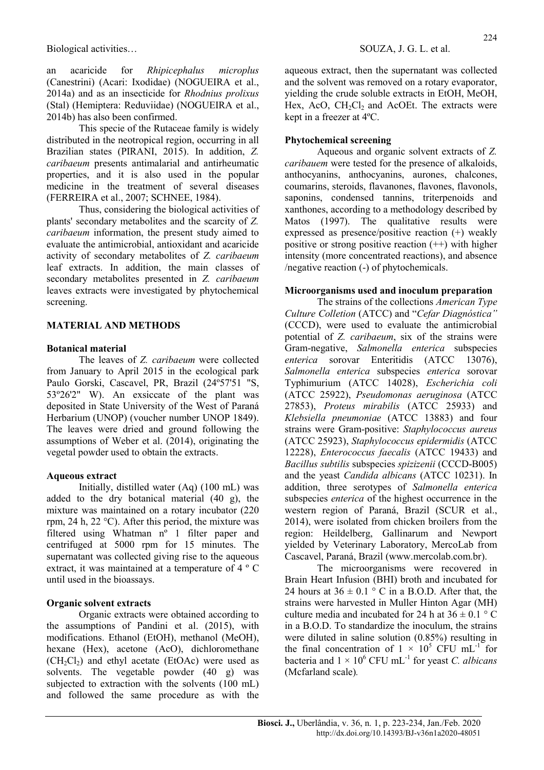an acaricide for *Rhipicephalus microplus* (Canestrini) (Acari: Ixodidae) (NOGUEIRA et al., 2014a) and as an insecticide for *Rhodnius prolixus* (Stal) (Hemiptera: Reduviidae) (NOGUEIRA et al., 2014b) has also been confirmed.

This specie of the Rutaceae family is widely distributed in the neotropical region, occurring in all Brazilian states (PIRANI, 2015). In addition, *Z. caribaeum* presents antimalarial and antirheumatic properties, and it is also used in the popular medicine in the treatment of several diseases (FERREIRA et al., 2007; SCHNEE, 1984).

Thus, considering the biological activities of plants' secondary metabolites and the scarcity of *Z. caribaeum* information, the present study aimed to evaluate the antimicrobial, antioxidant and acaricide activity of secondary metabolites of *Z. caribaeum* leaf extracts. In addition, the main classes of secondary metabolites presented in *Z. caribaeum* leaves extracts were investigated by phytochemical screening.

## MATERIAL AND METHODS

### Botanical material

The leaves of *Z. caribaeum* were collected from January to April 2015 in the ecological park Paulo Gorski, Cascavel, PR, Brazil (24º57'51 "S, 53º26'2" W). An exsiccate of the plant was deposited in State University of the West of Paraná Herbarium (UNOP) (voucher number UNOP 1849). The leaves were dried and ground following the assumptions of Weber et al. (2014), originating the vegetal powder used to obtain the extracts.

### Aqueous extract

Initially, distilled water (Aq) (100 mL) was added to the dry botanical material (40 g), the mixture was maintained on a rotary incubator (220 rpm, 24 h, 22 °C). After this period, the mixture was filtered using Whatman nº 1 filter paper and centrifuged at 5000 rpm for 15 minutes. The supernatant was collected giving rise to the aqueous extract, it was maintained at a temperature of 4 º C until used in the bioassays.

### Organic solvent extracts

Organic extracts were obtained according to the assumptions of Pandini et al. (2015), with modifications. Ethanol (EtOH), methanol (MeOH), hexane (Hex), acetone (AcO), dichloromethane ($CH_2Cl_2$) and ethyl acetate (EtOAc) were used as solvents. The vegetable powder (40 g) was subjected to extraction with the solvents (100 mL) and followed the same procedure as with the aqueous extract, then the supernatant was collected and the solvent was removed on a rotary evaporator, yielding the crude soluble extracts in EtOH, MeOH, Hex, AcO, $CH_2Cl_2$ and AcOEt. The extracts were kept in a freezer at 4ºC.

### Phytochemical screening

Aqueous and organic solvent extracts of *Z. caribauem* were tested for the presence of alkaloids, anthocyanins, anthocyanins, aurones, chalcones, coumarins, steroids, flavanones, flavones, flavonols, saponins, condensed tannins, triterpenoids and xanthones, according to a methodology described by Matos (1997). The qualitative results were expressed as presence/positive reaction (+) weakly positive or strong positive reaction (++) with higher intensity (more concentrated reactions), and absence /negative reaction (-) of phytochemicals.

### Microorganisms used and inoculum preparation

The strains of the collections *American Type Culture Colletion* (ATCC) and "*Cefar Diagnóstica"* (CCCD), were used to evaluate the antimicrobial potential of *Z. caribaeum*, six of the strains were Gram-negative, *Salmonella enterica* subspecies *enterica* sorovar Enteritidis (ATCC 13076), *Salmonella enterica* subspecies *enterica* sorovar Typhimurium (ATCC 14028), *Escherichia coli* (ATCC 25922), *Pseudomonas aeruginosa* (ATCC 27853), *Proteus mirabilis* (ATCC 25933) and *Klebsiella pneumoniae* (ATCC 13883) and four strains were Gram-positive: *Staphylococcus aureus* (ATCC 25923), *Staphylococcus epidermidis* (ATCC 12228), *Enterococcus faecalis* (ATCC 19433) and *Bacillus subtilis* subspecies *spizizenii* (CCCD-B005) and the yeast *Candida albicans* (ATCC 10231). In addition, three serotypes of *Salmonella enterica* subspecies *enterica* of the highest occurrence in the western region of Paraná, Brazil (SCUR et al., 2014), were isolated from chicken broilers from the region: Heildelberg, Gallinarum and Newport yielded by Veterinary Laboratory, MercoLab from Cascavel, Paraná, Brazil (www.mercolab.com.br).

The microorganisms were recovered in Brain Heart Infusion (BHI) broth and incubated for 24 hours at $36 \pm 0.1$ ° C in a B.O.D. After that, the strains were harvested in Muller Hinton Agar (MH) culture media and incubated for 24 h at $36 \pm 0.1$ ° C in a B.O.D. To standardize the inoculum, the strains were diluted in saline solution (0.85%) resulting in the final concentration of $1 \times 10^5$ CFU $mL^{-1}$ for bacteria and $1 \times 10^6$ CFU $mL^{-1}$ for yeast *C. albicans* (Mcfarland scale).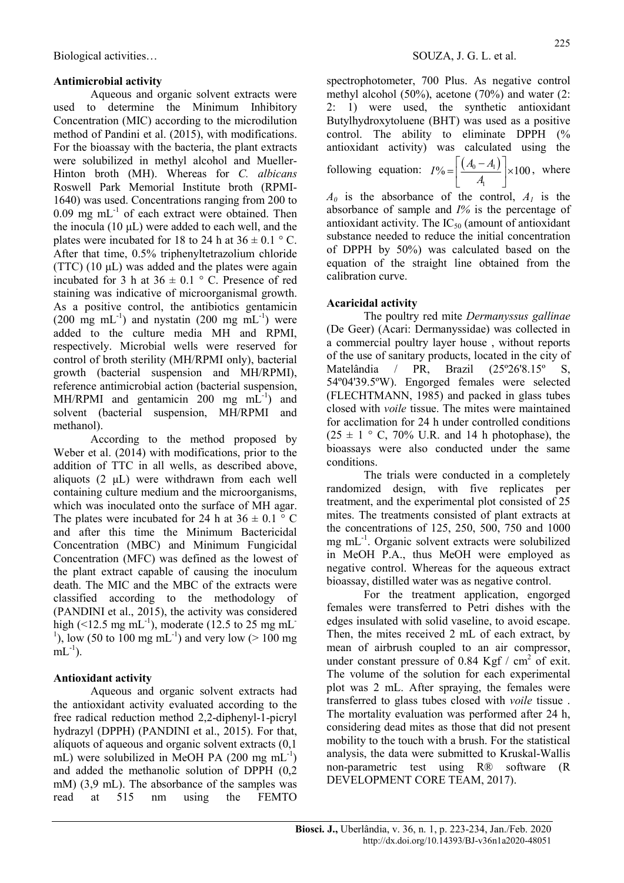**Antimicrobial activity**

Aqueous and organic solvent extracts were used to determine the Minimum Inhibitory Concentration (MIC) according to the microdilution method of Pandini et al. (2015), with modifications. For the bioassay with the bacteria, the plant extracts were solubilized in methyl alcohol and Mueller-Hinton broth (MH). Whereas for *C. albicans* Roswell Park Memorial Institute broth (RPMI-1640) was used. Concentrations ranging from 200 to 0.09 mg mL$^{-1}$ of each extract were obtained. Then the inocula (10 µL) were added to each well, and the plates were incubated for 18 to 24 h at 36 ± 0.1 ° C. After that time, 0.5% triphenyltetrazolium chloride (TTC) (10 µL) was added and the plates were again incubated for 3 h at 36 ± 0.1 ° C. Presence of red staining was indicative of microorganismal growth. As a positive control, the antibiotics gentamicin (200 mg mL$^{-1}$) and nystatin (200 mg mL$^{-1}$) were added to the culture media MH and RPMI, respectively. Microbial wells were reserved for control of broth sterility (MH/RPMI only), bacterial growth (bacterial suspension and MH/RPMI), reference antimicrobial action (bacterial suspension, MH/RPMI and gentamicin 200 mg mL$^{-1}$) and solvent (bacterial suspension, MH/RPMI and methanol).

According to the method proposed by Weber et al. (2014) with modifications, prior to the addition of TTC in all wells, as described above, aliquots (2 µL) were withdrawn from each well containing culture medium and the microorganisms, which was inoculated onto the surface of MH agar. The plates were incubated for 24 h at 36 ± 0.1 ° C and after this time the Minimum Bactericidal Concentration (MBC) and Minimum Fungicidal Concentration (MFC) was defined as the lowest of the plant extract capable of causing the inoculum death. The MIC and the MBC of the extracts were classified according to the methodology of (PANDINI et al., 2015), the activity was considered high (<12.5 mg mL$^{-1}$), moderate (12.5 to 25 mg mL$^{-1}$), low (50 to 100 mg mL$^{-1}$) and very low (> 100 mg mL$^{-1}$).

**Antioxidant activity**

Aqueous and organic solvent extracts had the antioxidant activity evaluated according to the free radical reduction method 2,2-diphenyl-1-picryl hydrazyl (DPPH) (PANDINI et al., 2015). For that, alíquots of aqueous and organic solvent extracts (0,1 mL) were solubilized in MeOH PA (200 mg mL$^{-1}$) and added the methanolic solution of DPPH (0,2 mM) (3,9 mL). The absorbance of the samples was read at 515 nm using the FEMTO spectrophotometer, 700 Plus. As negative control methyl alcohol (50%), acetone (70%) and water (2: 2: 1) were used, the synthetic antioxidant Butylhydroxytoluene (BHT) was used as a positive control. The ability to eliminate DPPH (% antioxidant activity) was calculated using the following equation: $I\% = \left[\frac{(A_0 - A_1)}{A_1}\right] \times 100$, where $A_0$ is the absorbance of the control, $A_1$ is the absorbance of sample and $I\%$ is the percentage of antioxidant activity. The $IC_{50}$ (amount of antioxidant substance needed to reduce the initial concentration of DPPH by 50%) was calculated based on the equation of the straight line obtained from the calibration curve.

**Acaricidal activity**

The poultry red mite *Dermanyssus gallinae* (De Geer) (Acari: Dermanyssidae) was collected in a commercial poultry layer house , without reports of the use of sanitary products, located in the city of Matelândia / PR, Brazil (25º26'8.15º S, 54º04'39.5ºW). Engorged females were selected (FLECHTMANN, 1985) and packed in glass tubes closed with *voile* tissue. The mites were maintained for acclimation for 24 h under controlled conditions (25 ± 1 ° C, 70% U.R. and 14 h photophase), the bioassays were also conducted under the same conditions.

The trials were conducted in a completely randomized design, with five replicates per treatment, and the experimental plot consisted of 25 mites. The treatments consisted of plant extracts at the concentrations of 125, 250, 500, 750 and 1000 mg mL$^{-1}$. Organic solvent extracts were solubilized in MeOH P.A., thus MeOH were employed as negative control. Whereas for the aqueous extract bioassay, distilled water was as negative control.

For the treatment application, engorged females were transferred to Petri dishes with the edges insulated with solid vaseline, to avoid escape. Then, the mites received 2 mL of each extract, by mean of airbrush coupled to an air compressor, under constant pressure of 0.84 Kgf / cm$^2$ of exit. The volume of the solution for each experimental plot was 2 mL. After spraying, the females were transferred to glass tubes closed with *voile* tissue . The mortality evaluation was performed after 24 h, considering dead mites as those that did not present mobility to the touch with a brush. For the statistical analysis, the data were submitted to Kruskal-Wallis non-parametric test using R® software (R DEVELOPMENT CORE TEAM, 2017).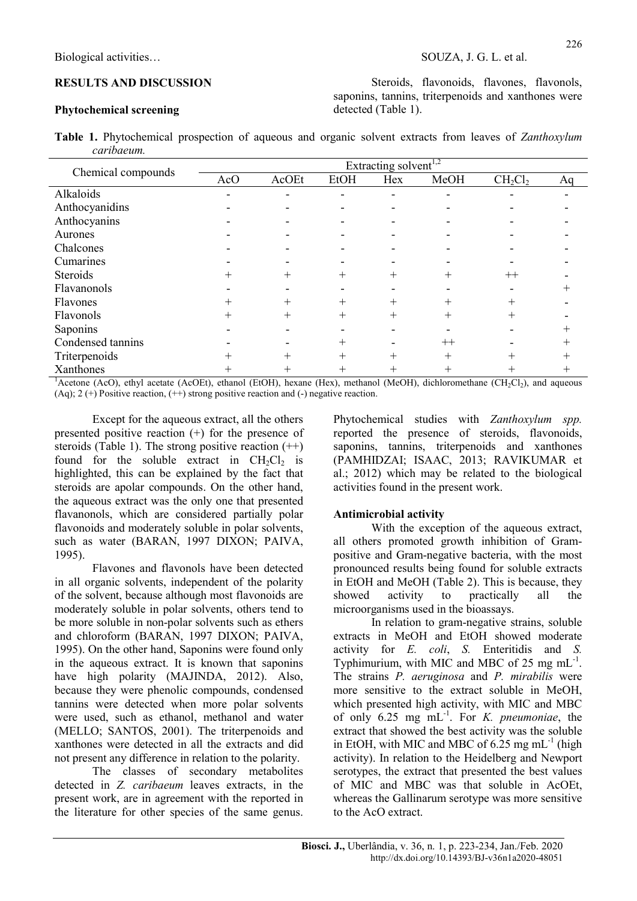## RESULTS AND DISCUSSION

### Phytochemical screening

Steroids, flavonoids, flavones, flavonols, saponins, tannins, triterpenoids and xanthones were detected (Table 1).

**Table 1.** Phytochemical prospection of aqueous and organic solvent extracts from leaves of *Zanthoxylum caribaeum.*

| Chemical compounds | Extracting solvent[1,2] | | | | | | |
|---|---|---|---|---|---|---|---|
| | AcO | AcOEt | EtOH | Hex | MeOH | $CH_2Cl_2$ | Aq |
| Alkaloids | - | - | - | - | - | - | - |
| Anthocyanidins | - | - | - | - | - | - | - |
| Anthocyanins | - | - | - | - | - | - | - |
| Aurones | - | - | - | - | - | - | - |
| Chalcones | - | - | - | - | - | - | - |
| Cumarines | - | - | - | - | - | - | - |
| Steroids | + | + | + | + | + | ++ | - |
| Flavanonols | - | - | - | - | - | - | + |
| Flavones | + | + | + | + | + | + | - |
| Flavonols | + | + | + | + | + | + | - |
| Saponins | - | - | - | - | - | - | + |
| Condensed tannins | - | - | + | - | ++ | - | + |
| Triterpenoids | + | + | + | + | + | + | + |
| Xanthones | + | + | + | + | + | + | + |

[1]Acetone (AcO), ethyl acetate (AcOEt), ethanol (EtOH), hexane (Hex), methanol (MeOH), dichloromethane ($CH_2Cl_2$), and aqueous (Aq); 2 (+) Positive reaction, (++) strong positive reaction and (-) negative reaction.

Except for the aqueous extract, all the others presented positive reaction (+) for the presence of steroids (Table 1). The strong positive reaction (++) found for the soluble extract in $CH_2Cl_2$ is highlighted, this can be explained by the fact that steroids are apolar compounds. On the other hand, the aqueous extract was the only one that presented flavanonols, which are considered partially polar flavonoids and moderately soluble in polar solvents, such as water (BARAN, 1997 DIXON; PAIVA, 1995).

Flavones and flavonols have been detected in all organic solvents, independent of the polarity of the solvent, because although most flavonoids are moderately soluble in polar solvents, others tend to be more soluble in non-polar solvents such as ethers and chloroform (BARAN, 1997 DIXON; PAIVA, 1995). On the other hand, Saponins were found only in the aqueous extract. It is known that saponins have high polarity (MAJINDA, 2012). Also, because they were phenolic compounds, condensed tannins were detected when more polar solvents were used, such as ethanol, methanol and water (MELLO; SANTOS, 2001). The triterpenoids and xanthones were detected in all the extracts and did not present any difference in relation to the polarity.

The classes of secondary metabolites detected in *Z. caribaeum* leaves extracts, in the present work, are in agreement with the reported in the literature for other species of the same genus. Phytochemical studies with *Zanthoxylum spp.* reported the presence of steroids, flavonoids, saponins, tannins, triterpenoids and xanthones (PAMHIDZAI; ISAAC, 2013; RAVIKUMAR et al.; 2012) which may be related to the biological activities found in the present work.

### Antimicrobial activity

With the exception of the aqueous extract, all others promoted growth inhibition of Gram-positive and Gram-negative bacteria, with the most pronounced results being found for soluble extracts in EtOH and MeOH (Table 2). This is because, they showed activity to practically all the microorganisms used in the bioassays.

In relation to gram-negative strains, soluble extracts in MeOH and EtOH showed moderate activity for *E. coli*, *S.* Enteritidis and *S.* Typhimurium, with MIC and MBC of 25 mg $mL^{-1}$. The strains *P. aeruginosa* and *P. mirabilis* were more sensitive to the extract soluble in MeOH, which presented high activity, with MIC and MBC of only 6.25 mg $mL^{-1}$. For *K. pneumoniae*, the extract that showed the best activity was the soluble in EtOH, with MIC and MBC of 6.25 mg $mL^{-1}$ (high activity). In relation to the Heidelberg and Newport serotypes, the extract that presented the best values of MIC and MBC was that soluble in AcOEt, whereas the Gallinarum serotype was more sensitive to the AcO extract.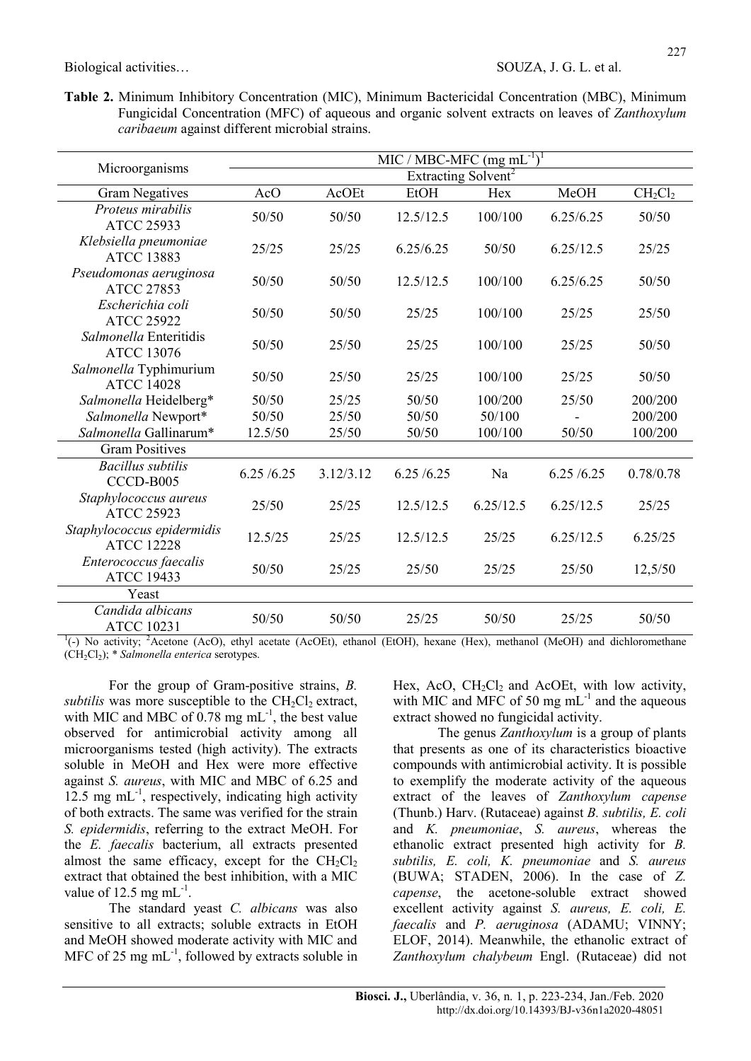**Table 2.** Minimum Inhibitory Concentration (MIC), Minimum Bactericidal Concentration (MBC), Minimum Fungicidal Concentration (MFC) of aqueous and organic solvent extracts on leaves of *Zanthoxylum caribaeum* against different microbial strains.

| Microorganisms | MIC / MBC-MFC ($mg\ mL^{-1}$)[1] | | | | | |
|---|---|---|---|---|---|---|
| | Extracting Solvent[2] | | | | | |
| Gram Negatives | AcO | AcOEt | EtOH | Hex | MeOH | $CH_2Cl_2$ |
| *Proteus mirabilis* ATCC 25933 | 50/50 | 50/50 | 12.5/12.5 | 100/100 | 6.25/6.25 | 50/50 |
| *Klebsiella pneumoniae* ATCC 13883 | 25/25 | 25/25 | 6.25/6.25 | 50/50 | 6.25/12.5 | 25/25 |
| *Pseudomonas aeruginosa* ATCC 27853 | 50/50 | 50/50 | 12.5/12.5 | 100/100 | 6.25/6.25 | 50/50 |
| *Escherichia coli* ATCC 25922 | 50/50 | 50/50 | 25/25 | 100/100 | 25/25 | 25/50 |
| *Salmonella* Enteritidis ATCC 13076 | 50/50 | 25/50 | 25/25 | 100/100 | 25/25 | 50/50 |
| *Salmonella* Typhimurium ATCC 14028 | 50/50 | 25/50 | 25/25 | 100/100 | 25/25 | 50/50 |
| *Salmonella* Heidelberg* | 50/50 | 25/25 | 50/50 | 100/200 | 25/50 | 200/200 |
| *Salmonella* Newport* | 50/50 | 25/50 | 50/50 | 50/100 | - | 200/200 |
| *Salmonella* Gallinarum* | 12.5/50 | 25/50 | 50/50 | 100/100 | 50/50 | 100/200 |
| Gram Positives | | | | | | |
| *Bacillus subtilis* CCCD-B005 | 6.25 /6.25 | 3.12/3.12 | 6.25 /6.25 | Na | 6.25 /6.25 | 0.78/0.78 |
| *Staphylococcus aureus* ATCC 25923 | 25/50 | 25/25 | 12.5/12.5 | 6.25/12.5 | 6.25/12.5 | 25/25 |
| *Staphylococcus epidermidis* ATCC 12228 | 12.5/25 | 25/25 | 12.5/12.5 | 25/25 | 6.25/12.5 | 6.25/25 |
| *Enterococcus faecalis* ATCC 19433 | 50/50 | 25/25 | 25/50 | 25/25 | 25/50 | 12,5/50 |
| Yeast | | | | | | |
| *Candida albicans* ATCC 10231 | 50/50 | 50/50 | 25/25 | 50/50 | 25/25 | 50/50 |

[1](-) No activity; [2]Acetone (AcO), ethyl acetate (AcOEt), ethanol (EtOH), hexane (Hex), methanol (MeOH) and dichloromethane ($CH_2Cl_2$); * *Salmonella enterica* serotypes.

For the group of Gram-positive strains, *B. subtilis* was more susceptible to the $CH_2Cl_2$ extract, with MIC and MBC of 0.78 mg $mL^{-1}$, the best value observed for antimicrobial activity among all microorganisms tested (high activity). The extracts soluble in MeOH and Hex were more effective against *S. aureus*, with MIC and MBC of 6.25 and 12.5 mg $mL^{-1}$, respectively, indicating high activity of both extracts. The same was verified for the strain *S. epidermidis*, referring to the extract MeOH. For the *E. faecalis* bacterium, all extracts presented almost the same efficacy, except for the $CH_2Cl_2$ extract that obtained the best inhibition, with a MIC value of 12.5 mg $mL^{-1}$.

The standard yeast *C. albicans* was also sensitive to all extracts; soluble extracts in EtOH and MeOH showed moderate activity with MIC and MFC of 25 mg $mL^{-1}$, followed by extracts soluble in Hex, AcO, $CH_2Cl_2$ and AcOEt, with low activity, with MIC and MFC of 50 mg $mL^{-1}$ and the aqueous extract showed no fungicidal activity.

The genus *Zanthoxylum* is a group of plants that presents as one of its characteristics bioactive compounds with antimicrobial activity. It is possible to exemplify the moderate activity of the aqueous extract of the leaves of *Zanthoxylum capense* (Thunb.) Harv. (Rutaceae) against *B. subtilis, E. coli* and *K. pneumoniae*, *S. aureus*, whereas the ethanolic extract presented high activity for *B. subtilis, E. coli, K. pneumoniae* and *S. aureus* (BUWA; STADEN, 2006). In the case of *Z. capense*, the acetone-soluble extract showed excellent activity against *S. aureus, E. coli, E. faecalis* and *P. aeruginosa* (ADAMU; VINNY; ELOF, 2014). Meanwhile, the ethanolic extract of *Zanthoxylum chalybeum* Engl. (Rutaceae) did not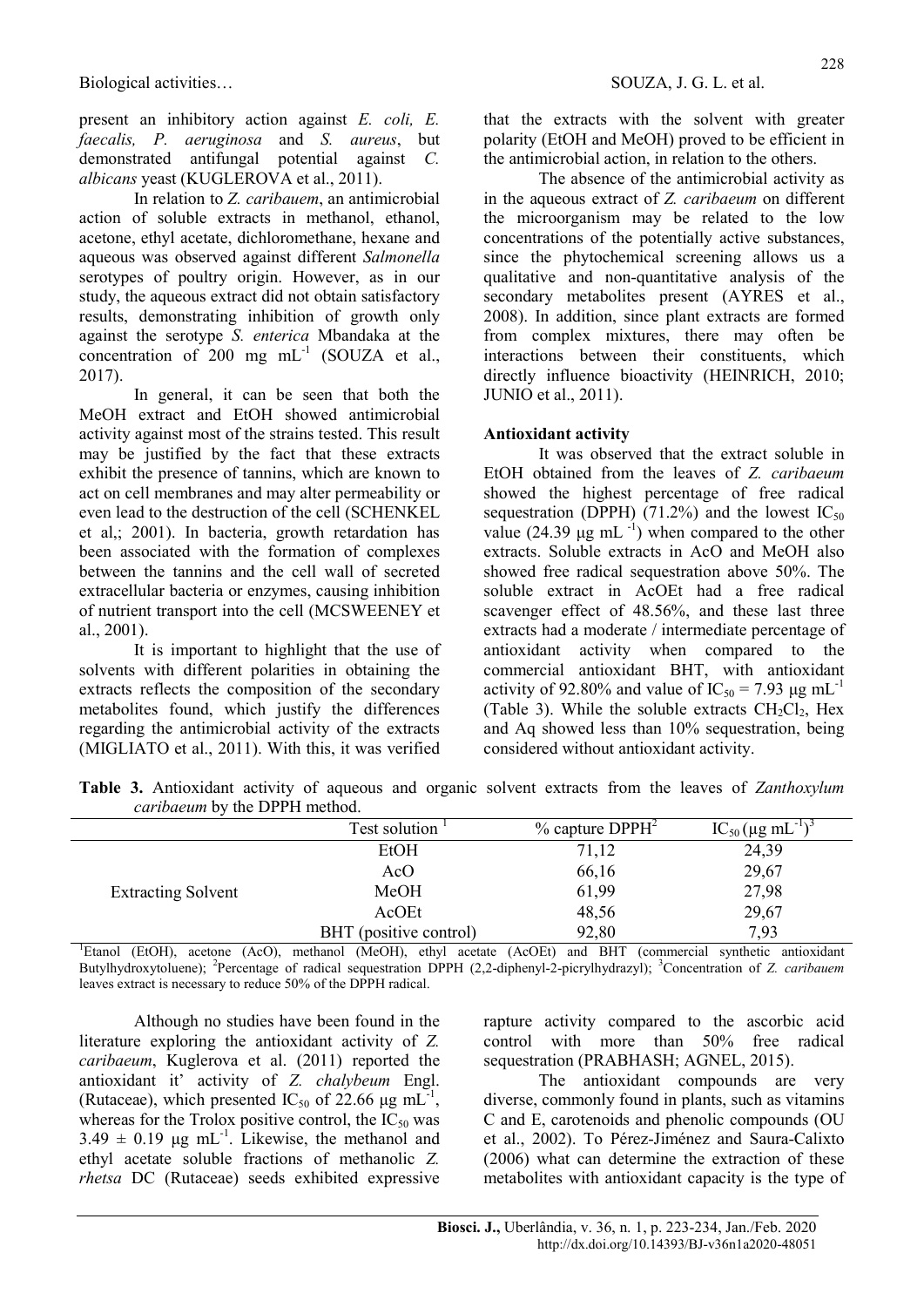present an inhibitory action against *E. coli, E. faecalis, P. aeruginosa* and *S. aureus*, but demonstrated antifungal potential against *C. albicans* yeast (KUGLEROVA et al., 2011).

In relation to *Z. caribauem*, an antimicrobial action of soluble extracts in methanol, ethanol, acetone, ethyl acetate, dichloromethane, hexane and aqueous was observed against different *Salmonella* serotypes of poultry origin. However, as in our study, the aqueous extract did not obtain satisfactory results, demonstrating inhibition of growth only against the serotype *S. enterica* Mbandaka at the concentration of 200 mg $mL^{-1}$ (SOUZA et al., 2017).

In general, it can be seen that both the MeOH extract and EtOH showed antimicrobial activity against most of the strains tested. This result may be justified by the fact that these extracts exhibit the presence of tannins, which are known to act on cell membranes and may alter permeability or even lead to the destruction of the cell (SCHENKEL et al,; 2001). In bacteria, growth retardation has been associated with the formation of complexes between the tannins and the cell wall of secreted extracellular bacteria or enzymes, causing inhibition of nutrient transport into the cell (MCSWEENEY et al., 2001).

It is important to highlight that the use of solvents with different polarities in obtaining the extracts reflects the composition of the secondary metabolites found, which justify the differences regarding the antimicrobial activity of the extracts (MIGLIATO et al., 2011). With this, it was verified that the extracts with the solvent with greater polarity (EtOH and MeOH) proved to be efficient in the antimicrobial action, in relation to the others.

The absence of the antimicrobial activity as in the aqueous extract of *Z. caribaeum* on different the microorganism may be related to the low concentrations of the potentially active substances, since the phytochemical screening allows us a qualitative and non-quantitative analysis of the secondary metabolites present (AYRES et al., 2008). In addition, since plant extracts are formed from complex mixtures, there may often be interactions between their constituents, which directly influence bioactivity (HEINRICH, 2010; JUNIO et al., 2011).

**Antioxidant activity**

It was observed that the extract soluble in EtOH obtained from the leaves of *Z. caribaeum* showed the highest percentage of free radical sequestration (DPPH) (71.2%) and the lowest $IC_{50}$ value (24.39 µg $mL^{-1}$) when compared to the other extracts. Soluble extracts in AcO and MeOH also showed free radical sequestration above 50%. The soluble extract in AcOEt had a free radical scavenger effect of 48.56%, and these last three extracts had a moderate / intermediate percentage of antioxidant activity when compared to the commercial antioxidant BHT, with antioxidant activity of 92.80% and value of $IC_{50}$ = 7.93 µg $mL^{-1}$ (Table 3). While the soluble extracts $CH_2Cl_2$, Hex and Aq showed less than 10% sequestration, being considered without antioxidant activity.

**Table 3.** Antioxidant activity of aqueous and organic solvent extracts from the leaves of *Zanthoxylum caribaeum* by the DPPH method.

| | Test solution [1] | % capture DPPH[2] | $IC_{50}$ (µg $mL^{-1}$)[3] |
|---|---|---|---|
| Extracting Solvent | EtOH | 71,12 | 24,39 |
| | AcO | 66,16 | 29,67 |
| | MeOH | 61,99 | 27,98 |
| | AcOEt | 48,56 | 29,67 |
| | BHT (positive control) | 92,80 | 7,93 |

[1]Etanol (EtOH), acetone (AcO), methanol (MeOH), ethyl acetate (AcOEt) and BHT (commercial synthetic antioxidant Butylhydroxytoluene); [2]Percentage of radical sequestration DPPH (2,2-diphenyl-2-picrylhydrazyl); [3]Concentration of *Z. caribauem* leaves extract is necessary to reduce 50% of the DPPH radical.

Although no studies have been found in the literature exploring the antioxidant activity of *Z. caribaeum*, Kuglerova et al. (2011) reported the antioxidant it' activity of *Z. chalybeum* Engl. (Rutaceae), which presented $IC_{50}$ of 22.66 µg $mL^{-1}$, whereas for the Trolox positive control, the $IC_{50}$ was $3.49 \pm 0.19$ µg $mL^{-1}$. Likewise, the methanol and ethyl acetate soluble fractions of methanolic *Z. rhetsa* DC (Rutaceae) seeds exhibited expressive rapture activity compared to the ascorbic acid control with more than 50% free radical sequestration (PRABHASH; AGNEL, 2015).

The antioxidant compounds are very diverse, commonly found in plants, such as vitamins C and E, carotenoids and phenolic compounds (OU et al., 2002). To Pérez-Jiménez and Saura-Calixto (2006) what can determine the extraction of these metabolites with antioxidant capacity is the type of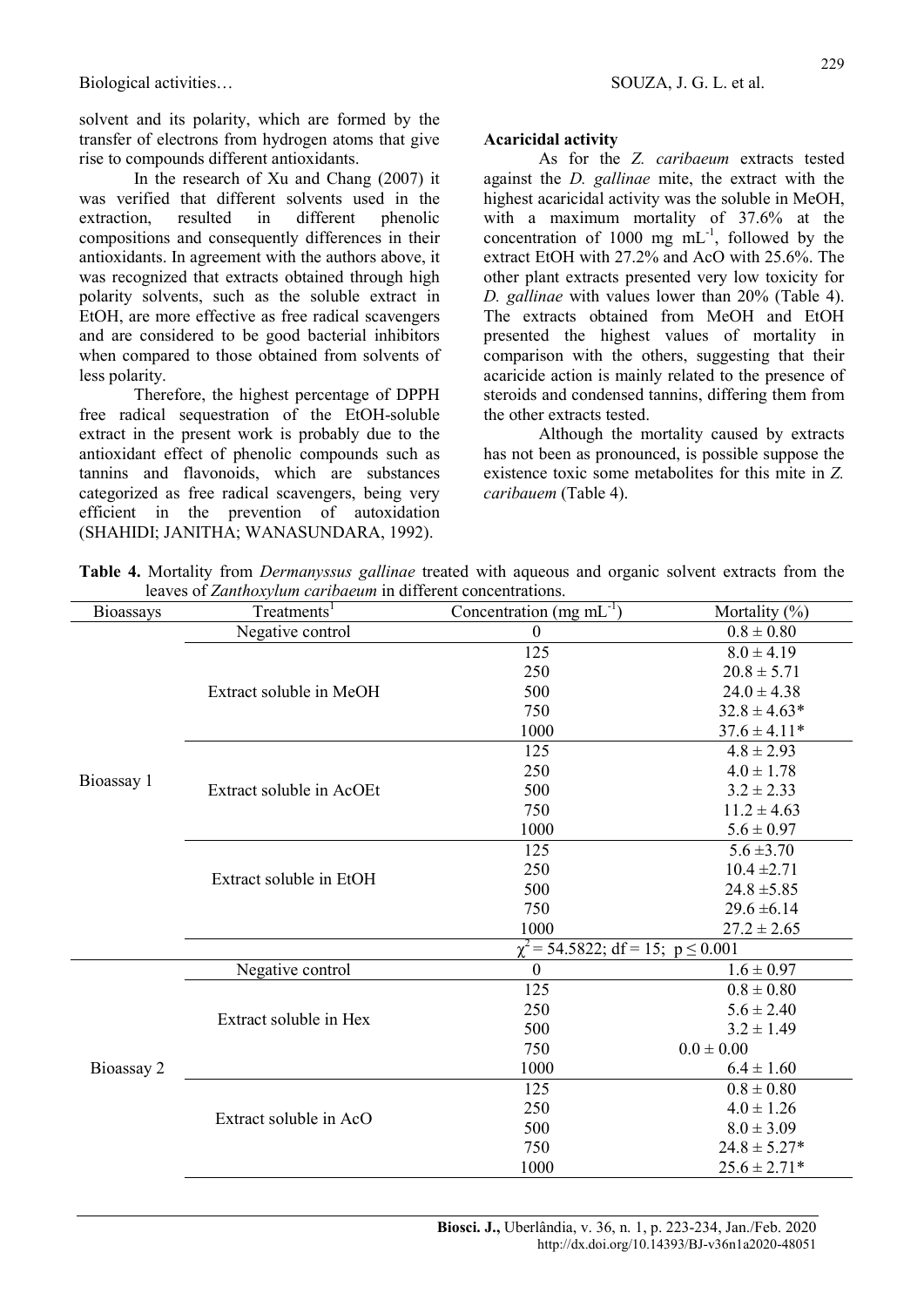solvent and its polarity, which are formed by the transfer of electrons from hydrogen atoms that give rise to compounds different antioxidants.

In the research of Xu and Chang (2007) it was verified that different solvents used in the extraction, resulted in different phenolic compositions and consequently differences in their antioxidants. In agreement with the authors above, it was recognized that extracts obtained through high polarity solvents, such as the soluble extract in EtOH, are more effective as free radical scavengers and are considered to be good bacterial inhibitors when compared to those obtained from solvents of less polarity.

Therefore, the highest percentage of DPPH free radical sequestration of the EtOH-soluble extract in the present work is probably due to the antioxidant effect of phenolic compounds such as tannins and flavonoids, which are substances categorized as free radical scavengers, being very efficient in the prevention of autoxidation (SHAHIDI; JANITHA; WANASUNDARA, 1992).

**Acaricidal activity**

As for the *Z. caribaeum* extracts tested against the *D. gallinae* mite, the extract with the highest acaricidal activity was the soluble in MeOH, with a maximum mortality of 37.6% at the concentration of 1000 mg $mL^{-1}$, followed by the extract EtOH with 27.2% and AcO with 25.6%. The other plant extracts presented very low toxicity for *D. gallinae* with values lower than 20% (Table 4). The extracts obtained from MeOH and EtOH presented the highest values of mortality in comparison with the others, suggesting that their acaricide action is mainly related to the presence of steroids and condensed tannins, differing them from the other extracts tested.

Although the mortality caused by extracts has not been as pronounced, is possible suppose the existence toxic some metabolites for this mite in *Z. caribauem* (Table 4).

**Table 4.** Mortality from *Dermanyssus gallinae* treated with aqueous and organic solvent extracts from the leaves of *Zanthoxylum caribaeum* in different concentrations.

| Bioassays | Treatments[1] | Concentration (mg $mL^{-1}$) | Mortality (%) |
|---|---|---|---|
| Bioassay 1 | Negative control | 0 | 0.8 ± 0.80 |
| | Extract soluble in MeOH | 125 | 8.0 ± 4.19 |
| | | 250 | 20.8 ± 5.71 |
| | | 500 | 24.0 ± 4.38 |
| | | 750 | 32.8 ± 4.63* |
| | | 1000 | 37.6 ± 4.11* |
| | Extract soluble in AcOEt | 125 | 4.8 ± 2.93 |
| | | 250 | 4.0 ± 1.78 |
| | | 500 | 3.2 ± 2.33 |
| | | 750 | 11.2 ± 4.63 |
| | | 1000 | 5.6 ± 0.97 |
| | Extract soluble in EtOH | 125 | 5.6 ±3.70 |
| | | 250 | 10.4 ±2.71 |
| | | 500 | 24.8 ±5.85 |
| | | 750 | 29.6 ±6.14 |
| | | 1000 | 27.2 ± 2.65 |
| | | $\chi^2 = 54.5822$; df = 15; $p \leq 0.001$ | |
| Bioassay 2 | Negative control | 0 | 1.6 ± 0.97 |
| | Extract soluble in Hex | 125 | 0.8 ± 0.80 |
| | | 250 | 5.6 ± 2.40 |
| | | 500 | 3.2 ± 1.49 |
| | | 750 | 0.0 ± 0.00 |
| | | 1000 | 6.4 ± 1.60 |
| | Extract soluble in AcO | 125 | 0.8 ± 0.80 |
| | | 250 | 4.0 ± 1.26 |
| | | 500 | 8.0 ± 3.09 |
| | | 750 | 24.8 ± 5.27* |
| | | 1000 | 25.6 ± 2.71* |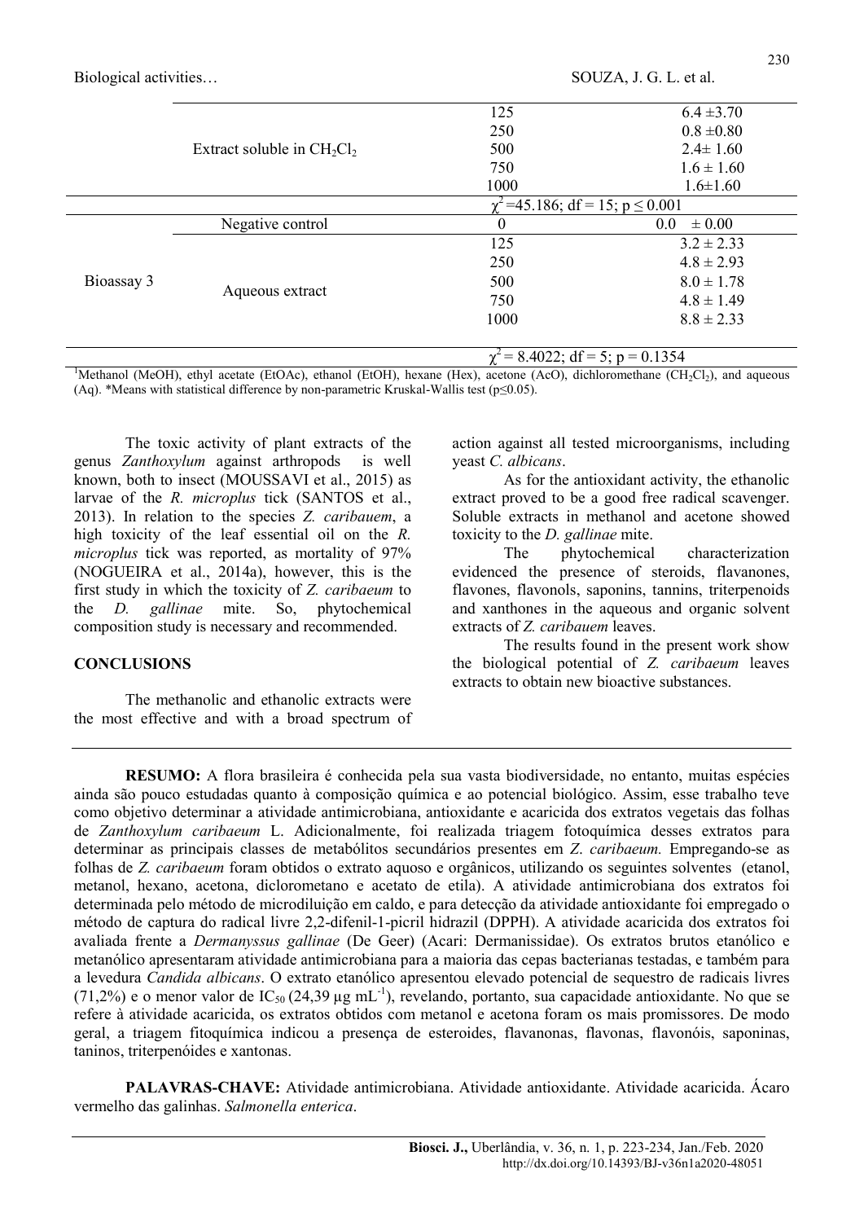|  |  |  |  |
|---|---|---|---|
|  | Extract soluble in $CH_2Cl_2$ | 125 | 6.4 ±3.70 |
|  |  | 250 | 0.8 ±0.80 |
|  |  | 500 | 2.4± 1.60 |
|  |  | 750 | 1.6 ± 1.60 |
|  |  | 1000 | 1.6±1.60 |
|  |  | $\chi^2$=45.186; df = 15; p ≤ 0.001 |  |
| Bioassay 3 | Negative control | 0 | 0.0 ± 0.00 |
|  | Aqueous extract | 125 | 3.2 ± 2.33 |
|  |  | 250 | 4.8 ± 2.93 |
|  |  | 500 | 8.0 ± 1.78 |
|  |  | 750 | 4.8 ± 1.49 |
|  |  | 1000 | 8.8 ± 2.33 |
|  |  | $\chi^2$ = 8.4022; df = 5; p = 0.1354 |  |

[1]Methanol (MeOH), ethyl acetate (EtOAc), ethanol (EtOH), hexane (Hex), acetone (AcO), dichloromethane ($CH_2Cl_2$), and aqueous (Aq). *Means with statistical difference by non-parametric Kruskal-Wallis test (p≤0.05).

The toxic activity of plant extracts of the genus *Zanthoxylum* against arthropods is well known, both to insect (MOUSSAVI et al., 2015) as larvae of the *R. microplus* tick (SANTOS et al., 2013). In relation to the species *Z. caribauem*, a high toxicity of the leaf essential oil on the *R. microplus* tick was reported, as mortality of 97% (NOGUEIRA et al., 2014a), however, this is the first study in which the toxicity of *Z. caribaeum* to the *D. gallinae* mite. So, phytochemical composition study is necessary and recommended.

## CONCLUSIONS

The methanolic and ethanolic extracts were the most effective and with a broad spectrum of action against all tested microorganisms, including yeast *C. albicans*.

As for the antioxidant activity, the ethanolic extract proved to be a good free radical scavenger. Soluble extracts in methanol and acetone showed toxicity to the *D. gallinae* mite.

The phytochemical characterization evidenced the presence of steroids, flavanones, flavones, flavonols, saponins, tannins, triterpenoids and xanthones in the aqueous and organic solvent extracts of *Z. caribauem* leaves.

The results found in the present work show the biological potential of *Z. caribaeum* leaves extracts to obtain new bioactive substances.

**RESUMO:** A flora brasileira é conhecida pela sua vasta biodiversidade, no entanto, muitas espécies ainda são pouco estudadas quanto à composição química e ao potencial biológico. Assim, esse trabalho teve como objetivo determinar a atividade antimicrobiana, antioxidante e acaricida dos extratos vegetais das folhas de *Zanthoxylum caribaeum* L. Adicionalmente, foi realizada triagem fotoquímica desses extratos para determinar as principais classes de metabólitos secundários presentes em *Z. caribaeum.* Empregando-se as folhas de *Z. caribaeum* foram obtidos o extrato aquoso e orgânicos, utilizando os seguintes solventes (etanol, metanol, hexano, acetona, diclorometano e acetato de etila). A atividade antimicrobiana dos extratos foi determinada pelo método de microdiluição em caldo, e para detecção da atividade antioxidante foi empregado o método de captura do radical livre 2,2-difenil-1-picril hidrazil (DPPH). A atividade acaricida dos extratos foi avaliada frente a *Dermanyssus gallinae* (De Geer) (Acari: Dermanissidae). Os extratos brutos etanólico e metanólico apresentaram atividade antimicrobiana para a maioria das cepas bacterianas testadas, e também para a levedura *Candida albicans*. O extrato etanólico apresentou elevado potencial de sequestro de radicais livres (71,2%) e o menor valor de $IC_{50}$ (24,39 µg $mL^{-1}$), revelando, portanto, sua capacidade antioxidante. No que se refere à atividade acaricida, os extratos obtidos com metanol e acetona foram os mais promissores. De modo geral, a triagem fitoquímica indicou a presença de esteroides, flavanonas, flavonas, flavonóis, saponinas, taninos, triterpenóides e xantonas.

**PALAVRAS-CHAVE:** Atividade antimicrobiana. Atividade antioxidante. Atividade acaricida. Ácaro vermelho das galinhas. *Salmonella enterica*.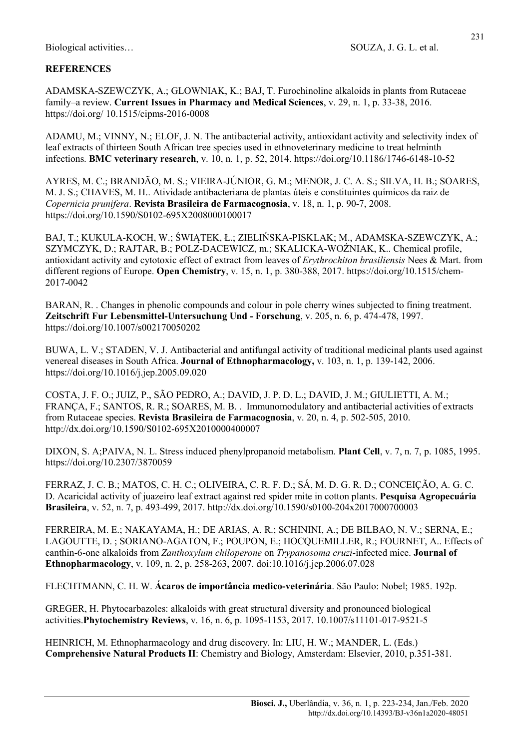**REFERENCES**

ADAMSKA-SZEWCZYK, A.; GLOWNIAK, K.; BAJ, T. Furochinoline alkaloids in plants from Rutaceae family–a review. **Current Issues in Pharmacy and Medical Sciences**, v. 29, n. 1, p. 33-38, 2016. https://doi.org/ 10.1515/cipms-2016-0008

ADAMU, M.; VINNY, N.; ELOF, J. N. The antibacterial activity, antioxidant activity and selectivity index of leaf extracts of thirteen South African tree species used in ethnoveterinary medicine to treat helminth infections. **BMC veterinary research**, v. 10, n. 1, p. 52, 2014. https://doi.org/10.1186/1746-6148-10-52

AYRES, M. C.; BRANDÃO, M. S.; VIEIRA-JÚNIOR, G. M.; MENOR, J. C. A. S.; SILVA, H. B.; SOARES, M. J. S.; CHAVES, M. H.. Atividade antibacteriana de plantas úteis e constituintes químicos da raiz de *Copernicia prunifera*. **Revista Brasileira de Farmacognosia**, v. 18, n. 1, p. 90-7, 2008. https://doi.org/10.1590/S0102-695X2008000100017

BAJ, T.; KUKULA-KOCH, W.; ŚWIĄTEK, Ł.; ZIELIŃSKA-PISKLAK; M., ADAMSKA-SZEWCZYK, A.; SZYMCZYK, D.; RAJTAR, B.; POLZ-DACEWICZ, m.; SKALICKA-WOŹNIAK, K.. Chemical profile, antioxidant activity and cytotoxic effect of extract from leaves of *Erythrochiton brasiliensis* Nees & Mart. from different regions of Europe. **Open Chemistry**, v. 15, n. 1, p. 380-388, 2017. https://doi.org/10.1515/chem-2017-0042

BARAN, R. . Changes in phenolic compounds and colour in pole cherry wines subjected to fining treatment. **Zeitschrift Fur Lebensmittel-Untersuchung Und - Forschung**, v. 205, n. 6, p. 474-478, 1997. https://doi.org/10.1007/s002170050202

BUWA, L. V.; STADEN, V. J. Antibacterial and antifungal activity of traditional medicinal plants used against venereal diseases in South Africa. **Journal of Ethnopharmacology,** v. 103, n. 1, p. 139-142, 2006. https://doi.org/10.1016/j.jep.2005.09.020

COSTA, J. F. O.; JUIZ, P., SÃO PEDRO, A.; DAVID, J. P. D. L.; DAVID, J. M.; GIULIETTI, A. M.; FRANÇA, F.; SANTOS, R. R.; SOARES, M. B. . Immunomodulatory and antibacterial activities of extracts from Rutaceae species. **Revista Brasileira de Farmacognosia**, v. 20, n. 4, p. 502-505, 2010. http://dx.doi.org/10.1590/S0102-695X2010000400007

DIXON, S. A;PAIVA, N. L. Stress induced phenylpropanoid metabolism. **Plant Cell**, v. 7, n. 7, p. 1085, 1995. https://doi.org/10.2307/3870059

FERRAZ, J. C. B.; MATOS, C. H. C.; OLIVEIRA, C. R. F. D.; SÁ, M. D. G. R. D.; CONCEIÇÃO, A. G. C. D. Acaricidal activity of juazeiro leaf extract against red spider mite in cotton plants. **Pesquisa Agropecuária Brasileira**, v. 52, n. 7, p. 493-499, 2017. http://dx.doi.org/10.1590/s0100-204x2017000700003

FERREIRA, M. E.; NAKAYAMA, H.; DE ARIAS, A. R.; SCHININI, A.; DE BILBAO, N. V.; SERNA, E.; LAGOUTTE, D. ; SORIANO-AGATON, F.; POUPON, E.; HOCQUEMILLER, R.; FOURNET, A.. Effects of canthin-6-one alkaloids from *Zanthoxylum chiloperone* on *Trypanosoma cruzi*-infected mice. **Journal of Ethnopharmacology**, v. 109, n. 2, p. 258-263, 2007. doi:10.1016/j.jep.2006.07.028

FLECHTMANN, C. H. W. **Ácaros de importância medico-veterinária**. São Paulo: Nobel; 1985. 192p.

GREGER, H. Phytocarbazoles: alkaloids with great structural diversity and pronounced biological activities.**Phytochemistry Reviews**, v. 16, n. 6, p. 1095-1153, 2017. 10.1007/s11101-017-9521-5

HEINRICH, M. Ethnopharmacology and drug discovery. In: LIU, H. W.; MANDER, L. (Eds.) **Comprehensive Natural Products II**: Chemistry and Biology, Amsterdam: Elsevier, 2010, p.351-381.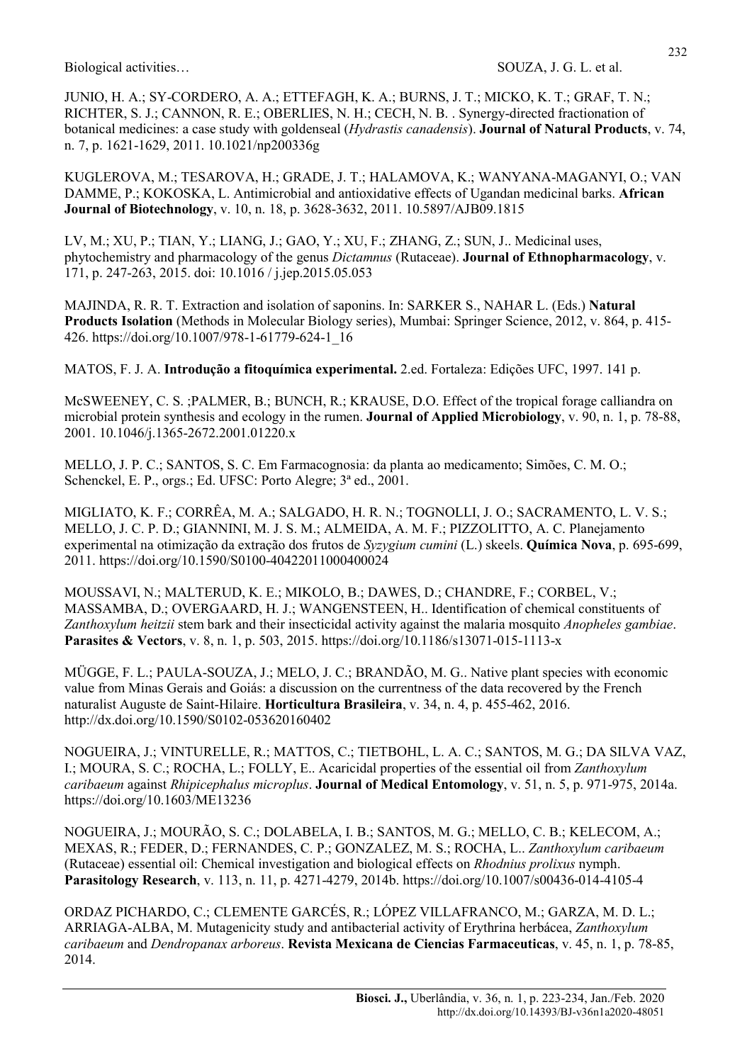JUNIO, H. A.; SY-CORDERO, A. A.; ETTEFAGH, K. A.; BURNS, J. T.; MICKO, K. T.; GRAF, T. N.; RICHTER, S. J.; CANNON, R. E.; OBERLIES, N. H.; CECH, N. B. . Synergy-directed fractionation of botanical medicines: a case study with goldenseal (*Hydrastis canadensis*). **Journal of Natural Products**, v. 74, n. 7, p. 1621-1629, 2011. 10.1021/np200336g

KUGLEROVA, M.; TESAROVA, H.; GRADE, J. T.; HALAMOVA, K.; WANYANA-MAGANYI, O.; VAN DAMME, P.; KOKOSKA, L. Antimicrobial and antioxidative effects of Ugandan medicinal barks. **African Journal of Biotechnology**, v. 10, n. 18, p. 3628-3632, 2011. 10.5897/AJB09.1815

LV, M.; XU, P.; TIAN, Y.; LIANG, J.; GAO, Y.; XU, F.; ZHANG, Z.; SUN, J.. Medicinal uses, phytochemistry and pharmacology of the genus *Dictamnus* (Rutaceae). **Journal of Ethnopharmacology**, v. 171, p. 247-263, 2015. doi: 10.1016 / j.jep.2015.05.053

MAJINDA, R. R. T. Extraction and isolation of saponins. In: SARKER S., NAHAR L. (Eds.) **Natural Products Isolation** (Methods in Molecular Biology series), Mumbai: Springer Science, 2012, v. 864, p. 415-426. https://doi.org/10.1007/978-1-61779-624-1_16

MATOS, F. J. A. **Introdução a fitoquímica experimental.** 2.ed. Fortaleza: Edições UFC, 1997. 141 p.

McSWEENEY, C. S. ;PALMER, B.; BUNCH, R.; KRAUSE, D.O. Effect of the tropical forage calliandra on microbial protein synthesis and ecology in the rumen. **Journal of Applied Microbiology**, v. 90, n. 1, p. 78-88, 2001. 10.1046/j.1365-2672.2001.01220.x

MELLO, J. P. C.; SANTOS, S. C. Em Farmacognosia: da planta ao medicamento; Simões, C. M. O.; Schenckel, E. P., orgs.; Ed. UFSC: Porto Alegre; 3ª ed., 2001.

MIGLIATO, K. F.; CORRÊA, M. A.; SALGADO, H. R. N.; TOGNOLLI, J. O.; SACRAMENTO, L. V. S.; MELLO, J. C. P. D.; GIANNINI, M. J. S. M.; ALMEIDA, A. M. F.; PIZZOLITTO, A. C. Planejamento experimental na otimização da extração dos frutos de *Syzygium cumini* (L.) skeels. **Química Nova**, p. 695-699, 2011. https://doi.org/10.1590/S0100-40422011000400024

MOUSSAVI, N.; MALTERUD, K. E.; MIKOLO, B.; DAWES, D.; CHANDRE, F.; CORBEL, V.; MASSAMBA, D.; OVERGAARD, H. J.; WANGENSTEEN, H.. Identification of chemical constituents of *Zanthoxylum heitzii* stem bark and their insecticidal activity against the malaria mosquito *Anopheles gambiae*. **Parasites & Vectors**, v. 8, n. 1, p. 503, 2015. https://doi.org/10.1186/s13071-015-1113-x

MÜGGE, F. L.; PAULA-SOUZA, J.; MELO, J. C.; BRANDÃO, M. G.. Native plant species with economic value from Minas Gerais and Goiás: a discussion on the currentness of the data recovered by the French naturalist Auguste de Saint-Hilaire. **Horticultura Brasileira**, v. 34, n. 4, p. 455-462, 2016. http://dx.doi.org/10.1590/S0102-053620160402

NOGUEIRA, J.; VINTURELLE, R.; MATTOS, C.; TIETBOHL, L. A. C.; SANTOS, M. G.; DA SILVA VAZ, I.; MOURA, S. C.; ROCHA, L.; FOLLY, E.. Acaricidal properties of the essential oil from *Zanthoxylum caribaeum* against *Rhipicephalus microplus*. **Journal of Medical Entomology**, v. 51, n. 5, p. 971-975, 2014a. https://doi.org/10.1603/ME13236

NOGUEIRA, J.; MOURÃO, S. C.; DOLABELA, I. B.; SANTOS, M. G.; MELLO, C. B.; KELECOM, A.; MEXAS, R.; FEDER, D.; FERNANDES, C. P.; GONZALEZ, M. S.; ROCHA, L.. *Zanthoxylum caribaeum* (Rutaceae) essential oil: Chemical investigation and biological effects on *Rhodnius prolixus* nymph. **Parasitology Research**, v. 113, n. 11, p. 4271-4279, 2014b. https://doi.org/10.1007/s00436-014-4105-4

ORDAZ PICHARDO, C.; CLEMENTE GARCÉS, R.; LÓPEZ VILLAFRANCO, M.; GARZA, M. D. L.; ARRIAGA-ALBA, M. Mutagenicity study and antibacterial activity of Erythrina herbácea, *Zanthoxylum caribaeum* and *Dendropanax arboreus*. **Revista Mexicana de Ciencias Farmaceuticas**, v. 45, n. 1, p. 78-85, 2014.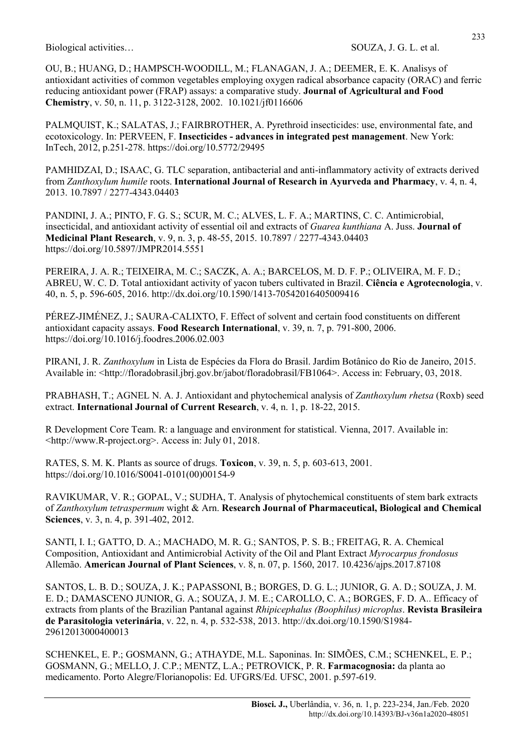OU, B.; HUANG, D.; HAMPSCH-WOODILL, M.; FLANAGAN, J. A.; DEEMER, E. K. Analisys of antioxidant activities of common vegetables employing oxygen radical absorbance capacity (ORAC) and ferric reducing antioxidant power (FRAP) assays: a comparative study. **Journal of Agricultural and Food Chemistry**, v. 50, n. 11, p. 3122-3128, 2002. 10.1021/jf0116606

PALMQUIST, K.; SALATAS, J.; FAIRBROTHER, A. Pyrethroid insecticides: use, environmental fate, and ecotoxicology. In: PERVEEN, F. **Insecticides - advances in integrated pest management**. New York: InTech, 2012, p.251-278. https://doi.org/10.5772/29495

PAMHIDZAI, D.; ISAAC, G. TLC separation, antibacterial and anti-inflammatory activity of extracts derived from *Zanthoxylum humile* roots. **International Journal of Research in Ayurveda and Pharmacy**, v. 4, n. 4, 2013. 10.7897 / 2277-4343.04403

PANDINI, J. A.; PINTO, F. G. S.; SCUR, M. C.; ALVES, L. F. A.; MARTINS, C. C. Antimicrobial, insecticidal, and antioxidant activity of essential oil and extracts of *Guarea kunthiana* A. Juss. **Journal of Medicinal Plant Research**, v. 9, n. 3, p. 48-55, 2015. 10.7897 / 2277-4343.04403 https://doi.org/10.5897/JMPR2014.5551

PEREIRA, J. A. R.; TEIXEIRA, M. C.; SACZK, A. A.; BARCELOS, M. D. F. P.; OLIVEIRA, M. F. D.; ABREU, W. C. D. Total antioxidant activity of yacon tubers cultivated in Brazil. **Ciência e Agrotecnologia**, v. 40, n. 5, p. 596-605, 2016. http://dx.doi.org/10.1590/1413-70542016405009416

PÉREZ-JIMÉNEZ, J.; SAURA-CALIXTO, F. Effect of solvent and certain food constituents on different antioxidant capacity assays. **Food Research International**, v. 39, n. 7, p. 791-800, 2006. https://doi.org/10.1016/j.foodres.2006.02.003

PIRANI, J. R. *Zanthoxylum* in Lista de Espécies da Flora do Brasil. Jardim Botânico do Rio de Janeiro, 2015. Available in: <http://floradobrasil.jbrj.gov.br/jabot/floradobrasil/FB1064>. Access in: February, 03, 2018.

PRABHASH, T.; AGNEL N. A. J. Antioxidant and phytochemical analysis of *Zanthoxylum rhetsa* (Roxb) seed extract. **International Journal of Current Research**, v. 4, n. 1, p. 18-22, 2015.

R Development Core Team. R: a language and environment for statistical. Vienna, 2017. Available in: <http://www.R-project.org>. Access in: July 01, 2018.

RATES, S. M. K. Plants as source of drugs. **Toxicon**, v. 39, n. 5, p. 603-613, 2001. https://doi.org/10.1016/S0041-0101(00)00154-9

RAVIKUMAR, V. R.; GOPAL, V.; SUDHA, T. Analysis of phytochemical constituents of stem bark extracts of *Zanthoxylum tetraspermum* wight & Arn. **Research Journal of Pharmaceutical, Biological and Chemical Sciences**, v. 3, n. 4, p. 391-402, 2012.

SANTI, I. I.; GATTO, D. A.; MACHADO, M. R. G.; SANTOS, P. S. B.; FREITAG, R. A. Chemical Composition, Antioxidant and Antimicrobial Activity of the Oil and Plant Extract *Myrocarpus frondosus* Allemão. **American Journal of Plant Sciences**, v. 8, n. 07, p. 1560, 2017. 10.4236/ajps.2017.87108

SANTOS, L. B. D.; SOUZA, J. K.; PAPASSONI, B.; BORGES, D. G. L.; JUNIOR, G. A. D.; SOUZA, J. M. E. D.; DAMASCENO JUNIOR, G. A.; SOUZA, J. M. E.; CAROLLO, C. A.; BORGES, F. D. A.. Efficacy of extracts from plants of the Brazilian Pantanal against *Rhipicephalus (Boophilus) microplus*. **Revista Brasileira de Parasitologia veterinária**, v. 22, n. 4, p. 532-538, 2013. http://dx.doi.org/10.1590/S1984-29612013000400013

SCHENKEL, E. P.; GOSMANN, G.; ATHAYDE, M.L. Saponinas. In: SIMÕES, C.M.; SCHENKEL, E. P.; GOSMANN, G.; MELLO, J. C.P.; MENTZ, L.A.; PETROVICK, P. R. **Farmacognosia:** da planta ao medicamento. Porto Alegre/Florianopolis: Ed. UFGRS/Ed. UFSC, 2001. p.597-619.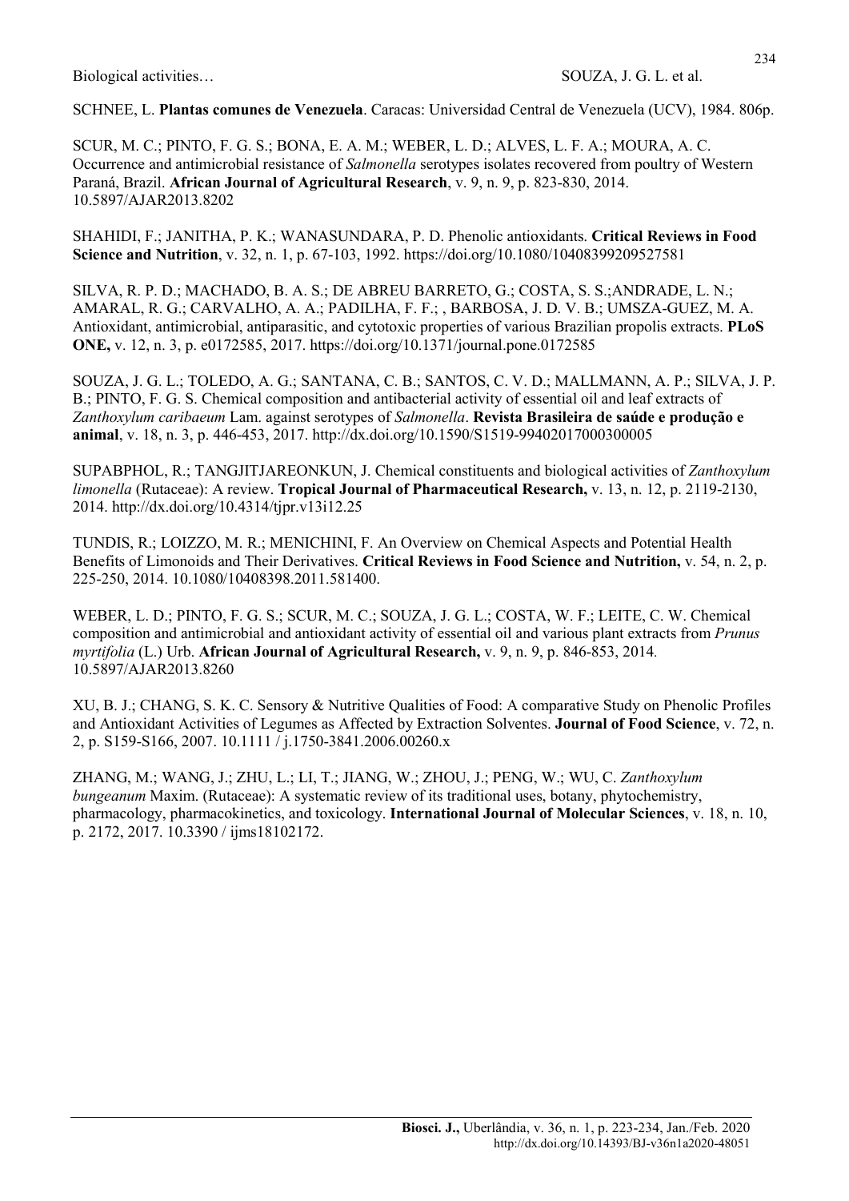SCHNEE, L. **Plantas comunes de Venezuela**. Caracas: Universidad Central de Venezuela (UCV), 1984. 806p.

SCUR, M. C.; PINTO, F. G. S.; BONA, E. A. M.; WEBER, L. D.; ALVES, L. F. A.; MOURA, A. C. Occurrence and antimicrobial resistance of *Salmonella* serotypes isolates recovered from poultry of Western Paraná, Brazil. **African Journal of Agricultural Research**, v. 9, n. 9, p. 823-830, 2014. 10.5897/AJAR2013.8202

SHAHIDI, F.; JANITHA, P. K.; WANASUNDARA, P. D. Phenolic antioxidants. **Critical Reviews in Food Science and Nutrition**, v. 32, n. 1, p. 67-103, 1992. https://doi.org/10.1080/10408399209527581

SILVA, R. P. D.; MACHADO, B. A. S.; DE ABREU BARRETO, G.; COSTA, S. S.;ANDRADE, L. N.; AMARAL, R. G.; CARVALHO, A. A.; PADILHA, F. F.; , BARBOSA, J. D. V. B.; UMSZA-GUEZ, M. A. Antioxidant, antimicrobial, antiparasitic, and cytotoxic properties of various Brazilian propolis extracts. **PLoS ONE,** v. 12, n. 3, p. e0172585, 2017. https://doi.org/10.1371/journal.pone.0172585

SOUZA, J. G. L.; TOLEDO, A. G.; SANTANA, C. B.; SANTOS, C. V. D.; MALLMANN, A. P.; SILVA, J. P. B.; PINTO, F. G. S. Chemical composition and antibacterial activity of essential oil and leaf extracts of *Zanthoxylum caribaeum* Lam. against serotypes of *Salmonella*. **Revista Brasileira de saúde e produção e animal**, v. 18, n. 3, p. 446-453, 2017. http://dx.doi.org/10.1590/S1519-99402017000300005

SUPABPHOL, R.; TANGJITJAREONKUN, J. Chemical constituents and biological activities of *Zanthoxylum limonella* (Rutaceae): A review. **Tropical Journal of Pharmaceutical Research,** v. 13, n. 12, p. 2119-2130, 2014. http://dx.doi.org/10.4314/tjpr.v13i12.25

TUNDIS, R.; LOIZZO, M. R.; MENICHINI, F. An Overview on Chemical Aspects and Potential Health Benefits of Limonoids and Their Derivatives. **Critical Reviews in Food Science and Nutrition,** v. 54, n. 2, p. 225-250, 2014. 10.1080/10408398.2011.581400.

WEBER, L. D.; PINTO, F. G. S.; SCUR, M. C.; SOUZA, J. G. L.; COSTA, W. F.; LEITE, C. W. Chemical composition and antimicrobial and antioxidant activity of essential oil and various plant extracts from *Prunus myrtifolia* (L.) Urb. **African Journal of Agricultural Research,** v. 9, n. 9, p. 846-853, 2014. 10.5897/AJAR2013.8260

XU, B. J.; CHANG, S. K. C. Sensory & Nutritive Qualities of Food: A comparative Study on Phenolic Profiles and Antioxidant Activities of Legumes as Affected by Extraction Solventes. **Journal of Food Science**, v. 72, n. 2, p. S159-S166, 2007. 10.1111 / j.1750-3841.2006.00260.x

ZHANG, M.; WANG, J.; ZHU, L.; LI, T.; JIANG, W.; ZHOU, J.; PENG, W.; WU, C. *Zanthoxylum bungeanum* Maxim. (Rutaceae): A systematic review of its traditional uses, botany, phytochemistry, pharmacology, pharmacokinetics, and toxicology. **International Journal of Molecular Sciences**, v. 18, n. 10, p. 2172, 2017. 10.3390 / ijms18102172.